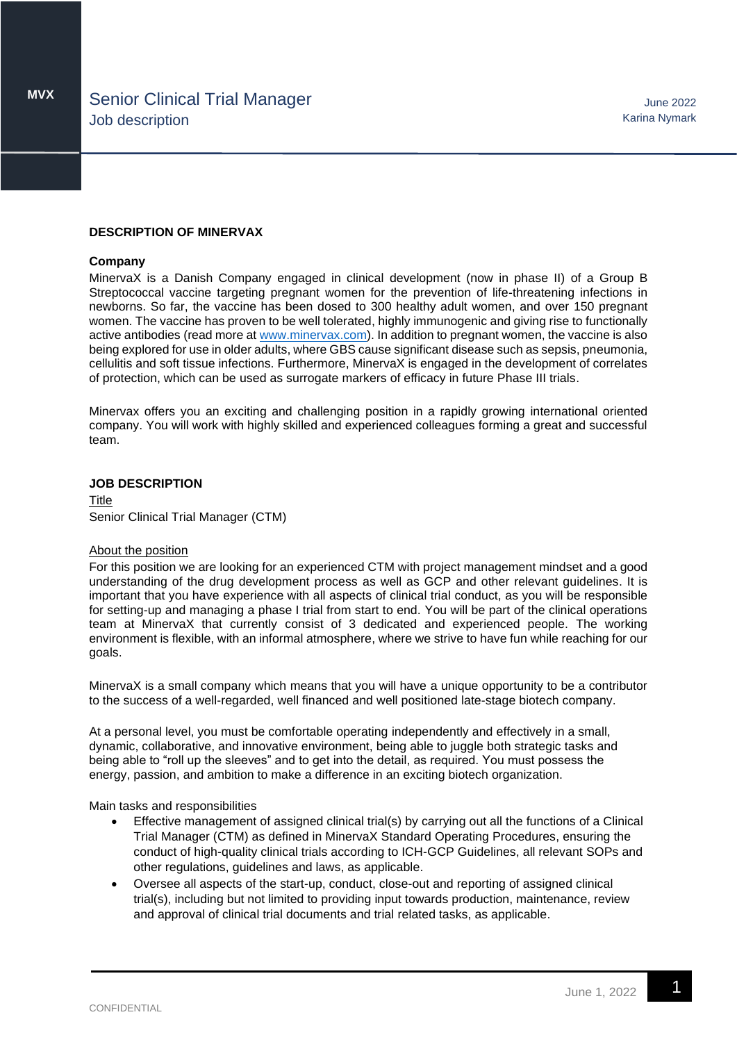# Senior Clinical Trial Manager

Job description

June 2022
Karina Nymark

## DESCRIPTION OF MINERVAX

### Company

MinervaX is a Danish Company engaged in clinical development (now in phase II) of a Group B Streptococcal vaccine targeting pregnant women for the prevention of life-threatening infections in newborns. So far, the vaccine has been dosed to 300 healthy adult women, and over 150 pregnant women. The vaccine has proven to be well tolerated, highly immunogenic and giving rise to functionally active antibodies (read more at www.minervax.com). In addition to pregnant women, the vaccine is also being explored for use in older adults, where GBS cause significant disease such as sepsis, pneumonia, cellulitis and soft tissue infections. Furthermore, MinervaX is engaged in the development of correlates of protection, which can be used as surrogate markers of efficacy in future Phase III trials.

Minervax offers you an exciting and challenging position in a rapidly growing international oriented company. You will work with highly skilled and experienced colleagues forming a great and successful team.

## JOB DESCRIPTION

Title

Senior Clinical Trial Manager (CTM)

About the position

For this position we are looking for an experienced CTM with project management mindset and a good understanding of the drug development process as well as GCP and other relevant guidelines. It is important that you have experience with all aspects of clinical trial conduct, as you will be responsible for setting-up and managing a phase I trial from start to end. You will be part of the clinical operations team at MinervaX that currently consist of 3 dedicated and experienced people. The working environment is flexible, with an informal atmosphere, where we strive to have fun while reaching for our goals.

MinervaX is a small company which means that you will have a unique opportunity to be a contributor to the success of a well-regarded, well financed and well positioned late-stage biotech company.

At a personal level, you must be comfortable operating independently and effectively in a small, dynamic, collaborative, and innovative environment, being able to juggle both strategic tasks and being able to "roll up the sleeves" and to get into the detail, as required. You must possess the energy, passion, and ambition to make a difference in an exciting biotech organization.

Main tasks and responsibilities

- Effective management of assigned clinical trial(s) by carrying out all the functions of a Clinical Trial Manager (CTM) as defined in MinervaX Standard Operating Procedures, ensuring the conduct of high-quality clinical trials according to ICH-GCP Guidelines, all relevant SOPs and other regulations, guidelines and laws, as applicable.
- Oversee all aspects of the start-up, conduct, close-out and reporting of assigned clinical trial(s), including but not limited to providing input towards production, maintenance, review and approval of clinical trial documents and trial related tasks, as applicable.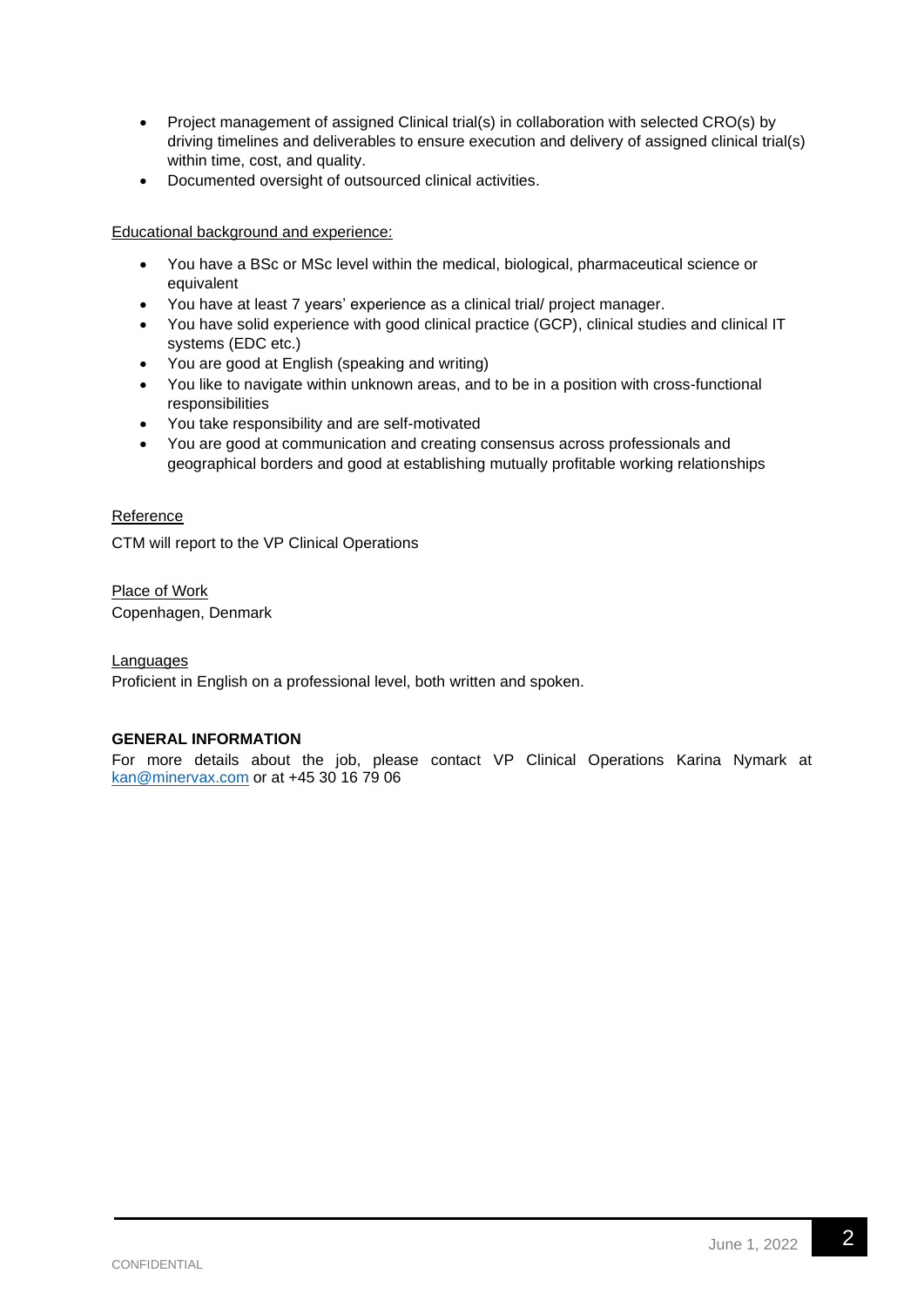- Project management of assigned Clinical trial(s) in collaboration with selected CRO(s) by driving timelines and deliverables to ensure execution and delivery of assigned clinical trial(s) within time, cost, and quality.
- Documented oversight of outsourced clinical activities.

Educational background and experience:

- You have a BSc or MSc level within the medical, biological, pharmaceutical science or equivalent
- You have at least 7 years' experience as a clinical trial/ project manager.
- You have solid experience with good clinical practice (GCP), clinical studies and clinical IT systems (EDC etc.)
- You are good at English (speaking and writing)
- You like to navigate within unknown areas, and to be in a position with cross-functional responsibilities
- You take responsibility and are self-motivated
- You are good at communication and creating consensus across professionals and geographical borders and good at establishing mutually profitable working relationships

Reference

CTM will report to the VP Clinical Operations

Place of Work

Copenhagen, Denmark

Languages

Proficient in English on a professional level, both written and spoken.

**GENERAL INFORMATION**

For more details about the job, please contact VP Clinical Operations Karina Nymark at kan@minervax.com or at +45 30 16 79 06